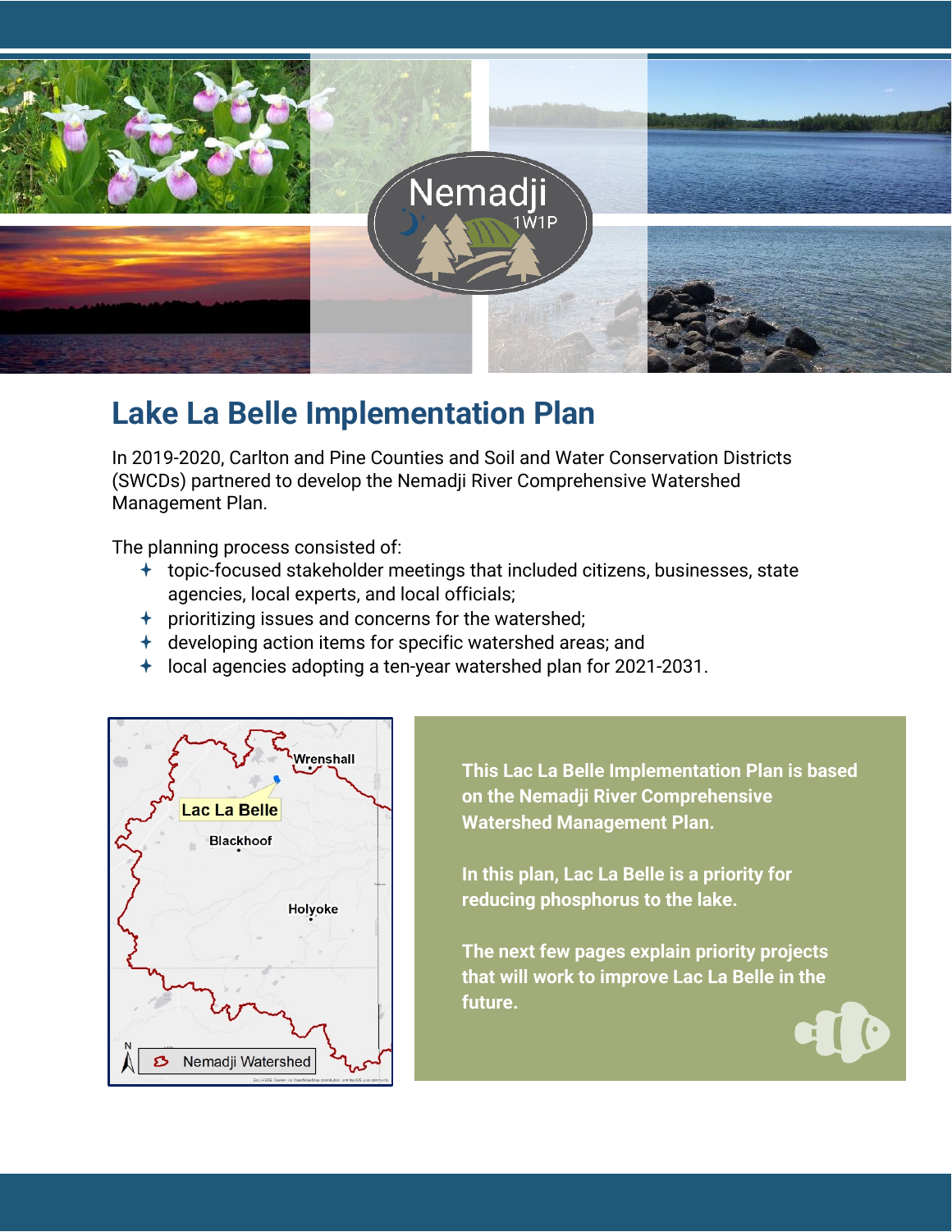# Lake La Belle Implementation Plan

In 2019-2020, Carlton and Pine Counties and Soil and Water Conservation Districts (SWCDs) partnered to develop the Nemadji River Comprehensive Watershed Management Plan.

The planning process consisted of:

- topic-focused stakeholder meetings that included citizens, businesses, state agencies, local experts, and local officials;
- prioritizing issues and concerns for the watershed;
- developing action items for specific watershed areas; and
- local agencies adopting a ten-year watershed plan for 2021-2031.

**This Lac La Belle Implementation Plan is based on the Nemadji River Comprehensive Watershed Management Plan.**

**In this plan, Lac La Belle is a priority for reducing phosphorus to the lake.**

**The next few pages explain priority projects that will work to improve Lac La Belle in the future.**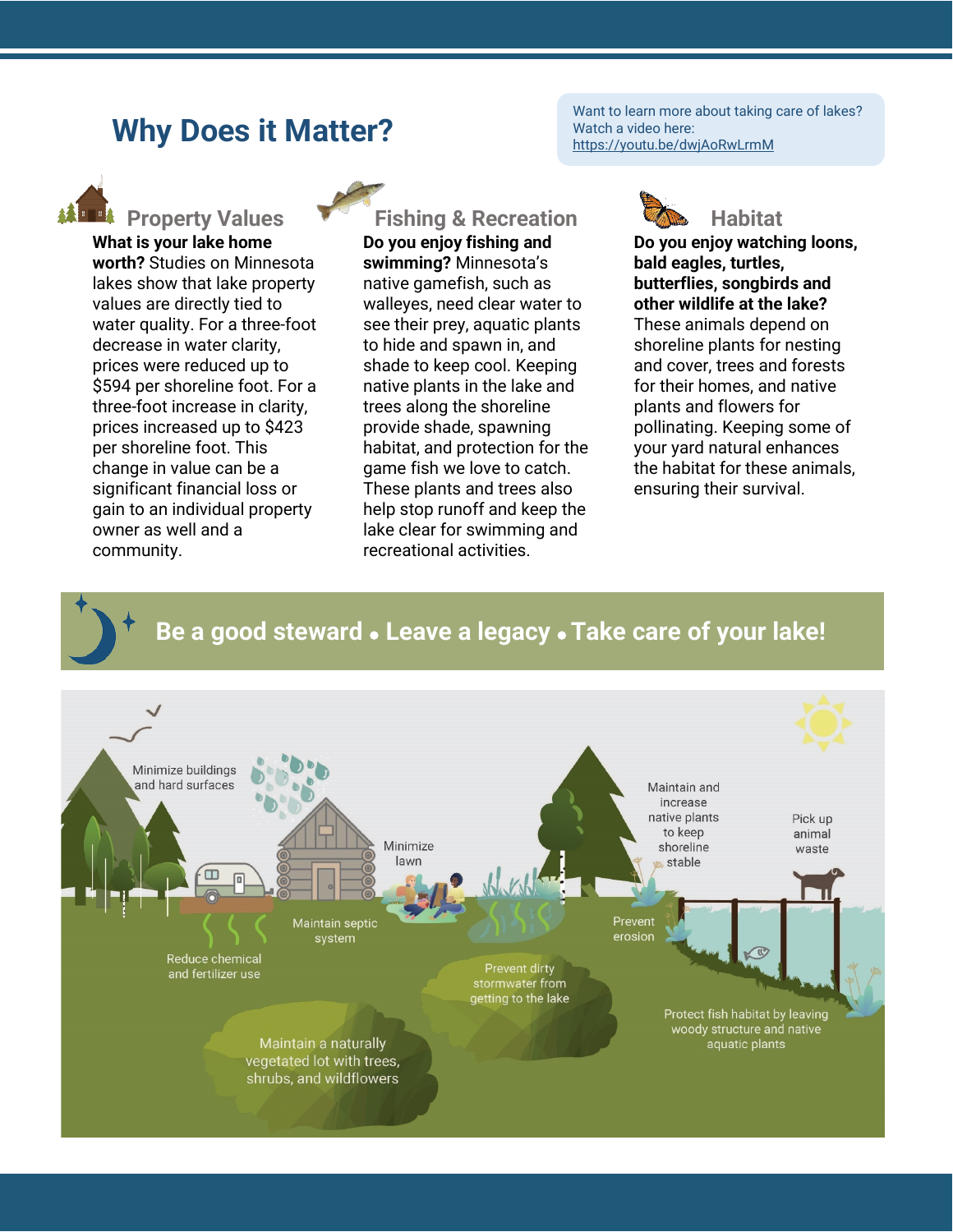# Why Does it Matter?

Want to learn more about taking care of lakes? Watch a video here: https://youtu.be/dwjAoRwLrmM

## Property Values

**What is your lake home worth?** Studies on Minnesota lakes show that lake property values are directly tied to water quality. For a three-foot decrease in water clarity, prices were reduced up to $594 per shoreline foot. For a three-foot increase in clarity, prices increased up to $423 per shoreline foot. This change in value can be a significant financial loss or gain to an individual property owner as well and a community.

## Fishing & Recreation

**Do you enjoy fishing and swimming?** Minnesota's native gamefish, such as walleyes, need clear water to see their prey, aquatic plants to hide and spawn in, and shade to keep cool. Keeping native plants in the lake and trees along the shoreline provide shade, spawning habitat, and protection for the game fish we love to catch. These plants and trees also help stop runoff and keep the lake clear for swimming and recreational activities.

## Habitat

**Do you enjoy watching loons, bald eagles, turtles, butterflies, songbirds and other wildlife at the lake?** These animals depend on shoreline plants for nesting and cover, trees and forests for their homes, and native plants and flowers for pollinating. Keeping some of your yard natural enhances the habitat for these animals, ensuring their survival.

**Be a good steward • Leave a legacy • Take care of your lake!**

- Minimize buildings and hard surfaces
- Minimize lawn
- Maintain and increase native plants to keep shoreline stable
- Pick up animal waste
- Maintain septic system
- Prevent erosion
- Reduce chemical and fertilizer use
- Prevent dirty stormwater from getting to the lake
- Protect fish habitat by leaving woody structure and native aquatic plants
- Maintain a naturally vegetated lot with trees, shrubs, and wildflowers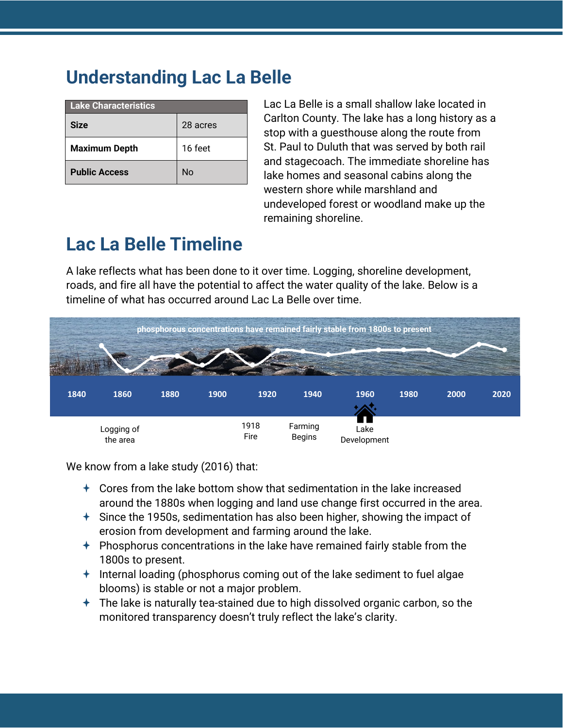# Understanding Lac La Belle

| Lake Characteristics | |
|---|---|
| **Size** | 28 acres |
| **Maximum Depth** | 16 feet |
| **Public Access** | No |

Lac La Belle is a small shallow lake located in Carlton County. The lake has a long history as a stop with a guesthouse along the route from St. Paul to Duluth that was served by both rail and stagecoach. The immediate shoreline has lake homes and seasonal cabins along the western shore while marshland and undeveloped forest or woodland make up the remaining shoreline.

# Lac La Belle Timeline

A lake reflects what has been done to it over time. Logging, shoreline development, roads, and fire all have the potential to affect the water quality of the lake. Below is a timeline of what has occurred around Lac La Belle over time.

phosphorous concentrations have remained fairly stable from 1800s to present

1840 | 1860 | 1880 | 1900 | 1920 | 1940 | 1960 | 1980 | 2000 | 2020

- 1860: Logging of the area
- 1918 Fire
- 1940: Farming Begins
- 1960: Lake Development

We know from a lake study (2016) that:

- Cores from the lake bottom show that sedimentation in the lake increased around the 1880s when logging and land use change first occurred in the area.
- Since the 1950s, sedimentation has also been higher, showing the impact of erosion from development and farming around the lake.
- Phosphorus concentrations in the lake have remained fairly stable from the 1800s to present.
- Internal loading (phosphorus coming out of the lake sediment to fuel algae blooms) is stable or not a major problem.
- The lake is naturally tea-stained due to high dissolved organic carbon, so the monitored transparency doesn't truly reflect the lake's clarity.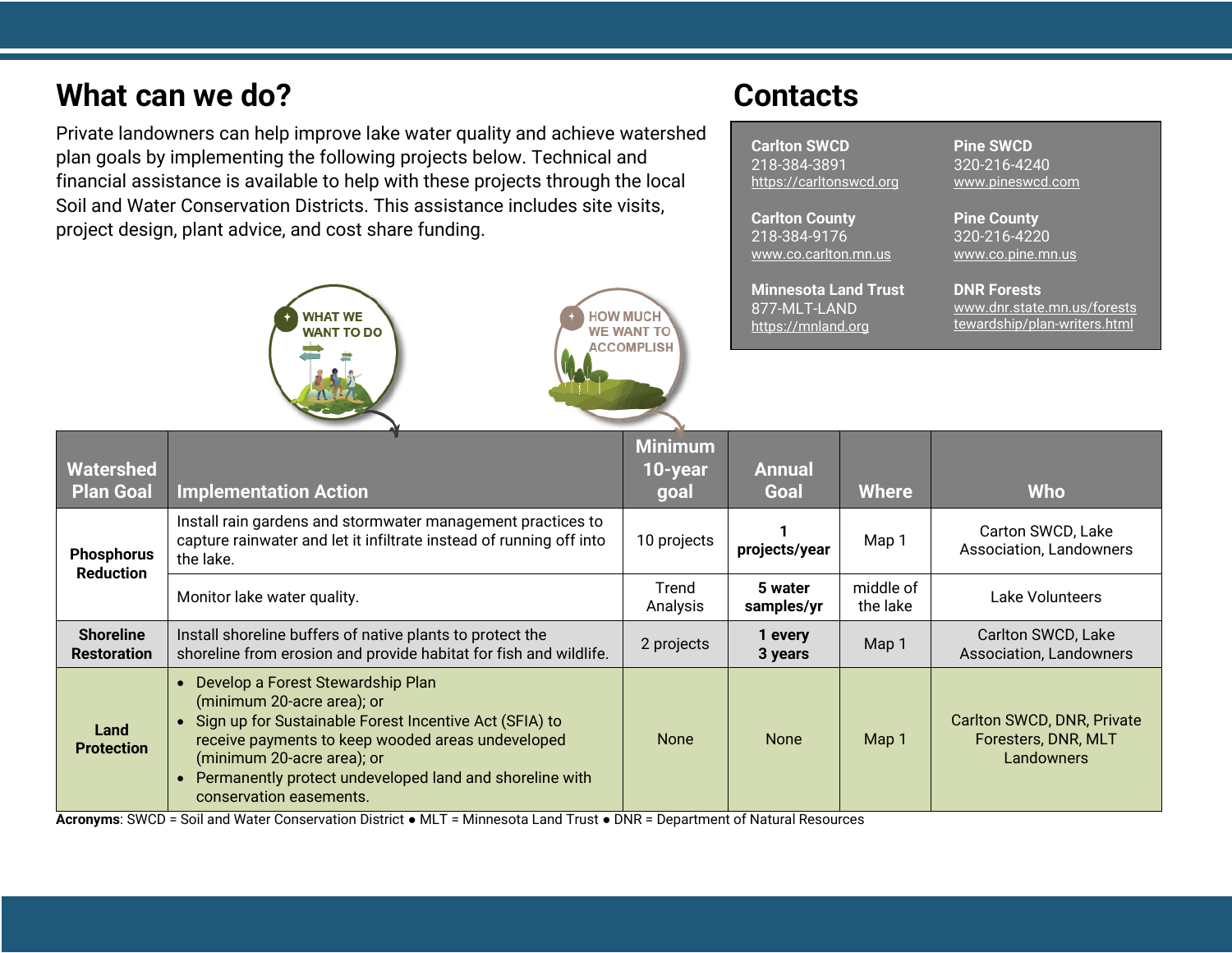## What can we do?

Private landowners can help improve lake water quality and achieve watershed plan goals by implementing the following projects below. Technical and financial assistance is available to help with these projects through the local Soil and Water Conservation Districts. This assistance includes site visits, project design, plant advice, and cost share funding.

## Contacts

| | |
|---|---|
| **Carlton SWCD**<br>218-384-3891<br>https://carltonswcd.org | **Pine SWCD**<br>320-216-4240<br>www.pineswcd.com |
| **Carlton County**<br>218-384-9176<br>www.co.carlton.mn.us | **Pine County**<br>320-216-4220<br>www.co.pine.mn.us |
| **Minnesota Land Trust**<br>877-MLT-LAND<br>https://mnland.org | **DNR Forests**<br>www.dnr.state.mn.us/forests tewardship/plan-writers.html |

WHAT WE WANT TO DO

HOW MUCH WE WANT TO ACCOMPLISH

| Watershed Plan Goal | Implementation Action | Minimum 10-year goal | Annual Goal | Where | Who |
|---|---|---|---|---|---|
| **Phosphorus Reduction** | Install rain gardens and stormwater management practices to capture rainwater and let it infiltrate instead of running off into the lake. | 10 projects | **1 projects/year** | Map 1 | Carton SWCD, Lake Association, Landowners |
| | Monitor lake water quality. | Trend Analysis | **5 water samples/yr** | middle of the lake | Lake Volunteers |
| **Shoreline Restoration** | Install shoreline buffers of native plants to protect the shoreline from erosion and provide habitat for fish and wildlife. | 2 projects | **1 every 3 years** | Map 1 | Carlton SWCD, Lake Association, Landowners |
| **Land Protection** | • Develop a Forest Stewardship Plan (minimum 20-acre area); or<br>• Sign up for Sustainable Forest Incentive Act (SFIA) to receive payments to keep wooded areas undeveloped (minimum 20-acre area); or<br>• Permanently protect undeveloped land and shoreline with conservation easements. | None | None | Map 1 | Carlton SWCD, DNR, Private Foresters, DNR, MLT Landowners |

**Acronyms**: SWCD = Soil and Water Conservation District ● MLT = Minnesota Land Trust ● DNR = Department of Natural Resources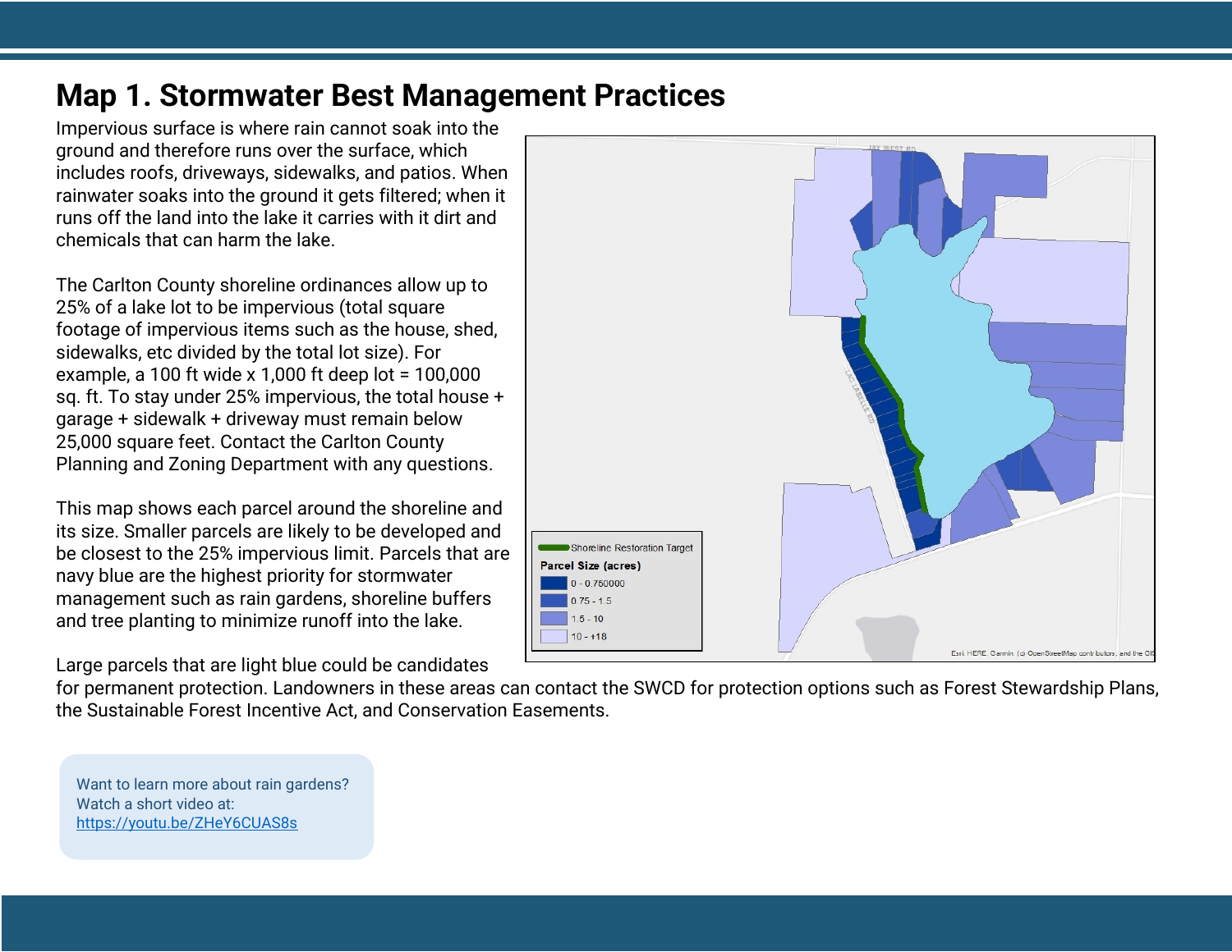# Map 1. Stormwater Best Management Practices

Impervious surface is where rain cannot soak into the ground and therefore runs over the surface, which includes roofs, driveways, sidewalks, and patios. When rainwater soaks into the ground it gets filtered; when it runs off the land into the lake it carries with it dirt and chemicals that can harm the lake.

The Carlton County shoreline ordinances allow up to 25% of a lake lot to be impervious (total square footage of impervious items such as the house, shed, sidewalks, etc divided by the total lot size). For example, a 100 ft wide x 1,000 ft deep lot = 100,000 sq. ft. To stay under 25% impervious, the total house + garage + sidewalk + driveway must remain below 25,000 square feet. Contact the Carlton County Planning and Zoning Department with any questions.

This map shows each parcel around the shoreline and its size. Smaller parcels are likely to be developed and be closest to the 25% impervious limit. Parcels that are navy blue are the highest priority for stormwater management such as rain gardens, shoreline buffers and tree planting to minimize runoff into the lake.

Shoreline Restoration Target

Parcel Size (acres)

0 - 0.750000

0.75 - 1.5

1.5 - 10

10 - +18

Esri, HERE, Garmin, (c) OpenStreetMap contributors, and the GIS

Large parcels that are light blue could be candidates for permanent protection. Landowners in these areas can contact the SWCD for protection options such as Forest Stewardship Plans, the Sustainable Forest Incentive Act, and Conservation Easements.

Want to learn more about rain gardens?
Watch a short video at:
https://youtu.be/ZHeY6CUAS8s